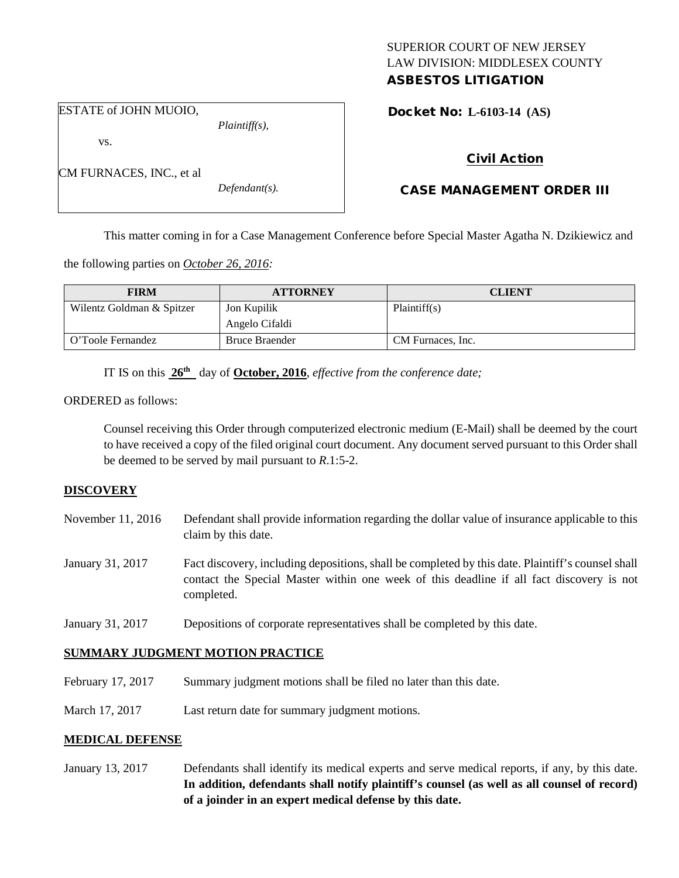SUPERIOR COURT OF NEW JERSEY
LAW DIVISION: MIDDLESEX COUNTY
**ASBESTOS LITIGATION**

ESTATE of JOHN MUOIO,
*Plaintiff(s),*

vs.

CM FURNACES, INC., et al
*Defendant(s).*

**Docket No: L-6103-14 (AS)**

**Civil Action**

**CASE MANAGEMENT ORDER III**

This matter coming in for a Case Management Conference before Special Master Agatha N. Dzikiewicz and the following parties on *October 26, 2016:*

| FIRM | ATTORNEY | CLIENT |
| --- | --- | --- |
| Wilentz Goldman & Spitzer | Jon Kupilik<br>Angelo Cifaldi | Plaintiff(s) |
| O'Toole Fernandez | Bruce Braender | CM Furnaces, Inc. |

IT IS on this **26th** day of **October, 2016**, *effective from the conference date;*

ORDERED as follows:

Counsel receiving this Order through computerized electronic medium (E-Mail) shall be deemed by the court to have received a copy of the filed original court document. Any document served pursuant to this Order shall be deemed to be served by mail pursuant to *R*.1:5-2.

**DISCOVERY**

November 11, 2016 — Defendant shall provide information regarding the dollar value of insurance applicable to this claim by this date.

January 31, 2017 — Fact discovery, including depositions, shall be completed by this date. Plaintiff's counsel shall contact the Special Master within one week of this deadline if all fact discovery is not completed.

January 31, 2017 — Depositions of corporate representatives shall be completed by this date.

**SUMMARY JUDGMENT MOTION PRACTICE**

February 17, 2017 — Summary judgment motions shall be filed no later than this date.

March 17, 2017 — Last return date for summary judgment motions.

**MEDICAL DEFENSE**

January 13, 2017 — Defendants shall identify its medical experts and serve medical reports, if any, by this date. **In addition, defendants shall notify plaintiff's counsel (as well as all counsel of record) of a joinder in an expert medical defense by this date.**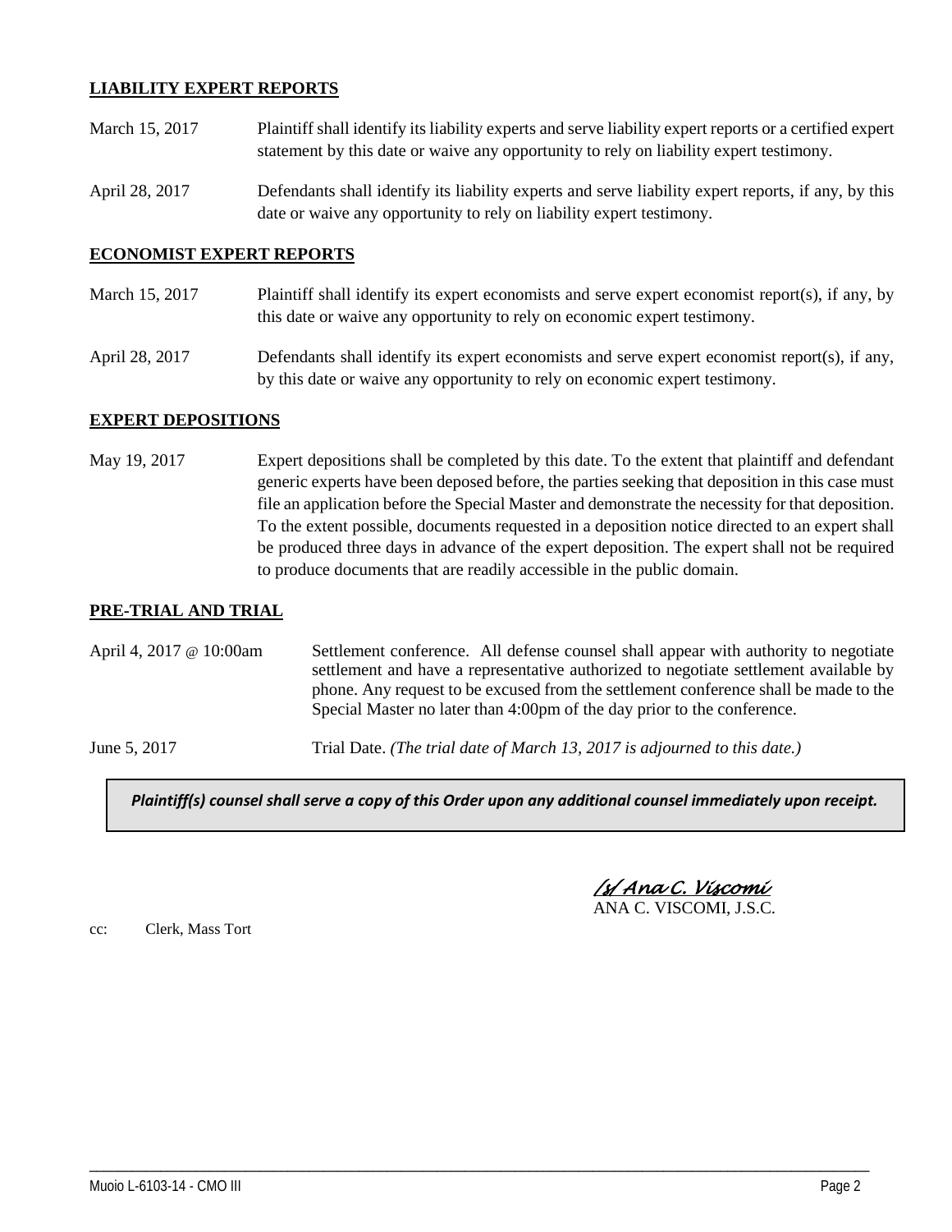**LIABILITY EXPERT REPORTS**

| | |
|---|---|
| March 15, 2017 | Plaintiff shall identify its liability experts and serve liability expert reports or a certified expert statement by this date or waive any opportunity to rely on liability expert testimony. |
| April 28, 2017 | Defendants shall identify its liability experts and serve liability expert reports, if any, by this date or waive any opportunity to rely on liability expert testimony. |

**ECONOMIST EXPERT REPORTS**

| | |
|---|---|
| March 15, 2017 | Plaintiff shall identify its expert economists and serve expert economist report(s), if any, by this date or waive any opportunity to rely on economic expert testimony. |
| April 28, 2017 | Defendants shall identify its expert economists and serve expert economist report(s), if any, by this date or waive any opportunity to rely on economic expert testimony. |

**EXPERT DEPOSITIONS**

| | |
|---|---|
| May 19, 2017 | Expert depositions shall be completed by this date. To the extent that plaintiff and defendant generic experts have been deposed before, the parties seeking that deposition in this case must file an application before the Special Master and demonstrate the necessity for that deposition. To the extent possible, documents requested in a deposition notice directed to an expert shall be produced three days in advance of the expert deposition. The expert shall not be required to produce documents that are readily accessible in the public domain. |

**PRE-TRIAL AND TRIAL**

| | |
|---|---|
| April 4, 2017 @ 10:00am | Settlement conference. All defense counsel shall appear with authority to negotiate settlement and have a representative authorized to negotiate settlement available by phone. Any request to be excused from the settlement conference shall be made to the Special Master no later than 4:00pm of the day prior to the conference. |
| June 5, 2017 | Trial Date. *(The trial date of March 13, 2017 is adjourned to this date.)* |

***Plaintiff(s) counsel shall serve a copy of this Order upon any additional counsel immediately upon receipt.***

*/s/ Ana C. Viscomi*
ANA C. VISCOMI, J.S.C.

cc: Clerk, Mass Tort